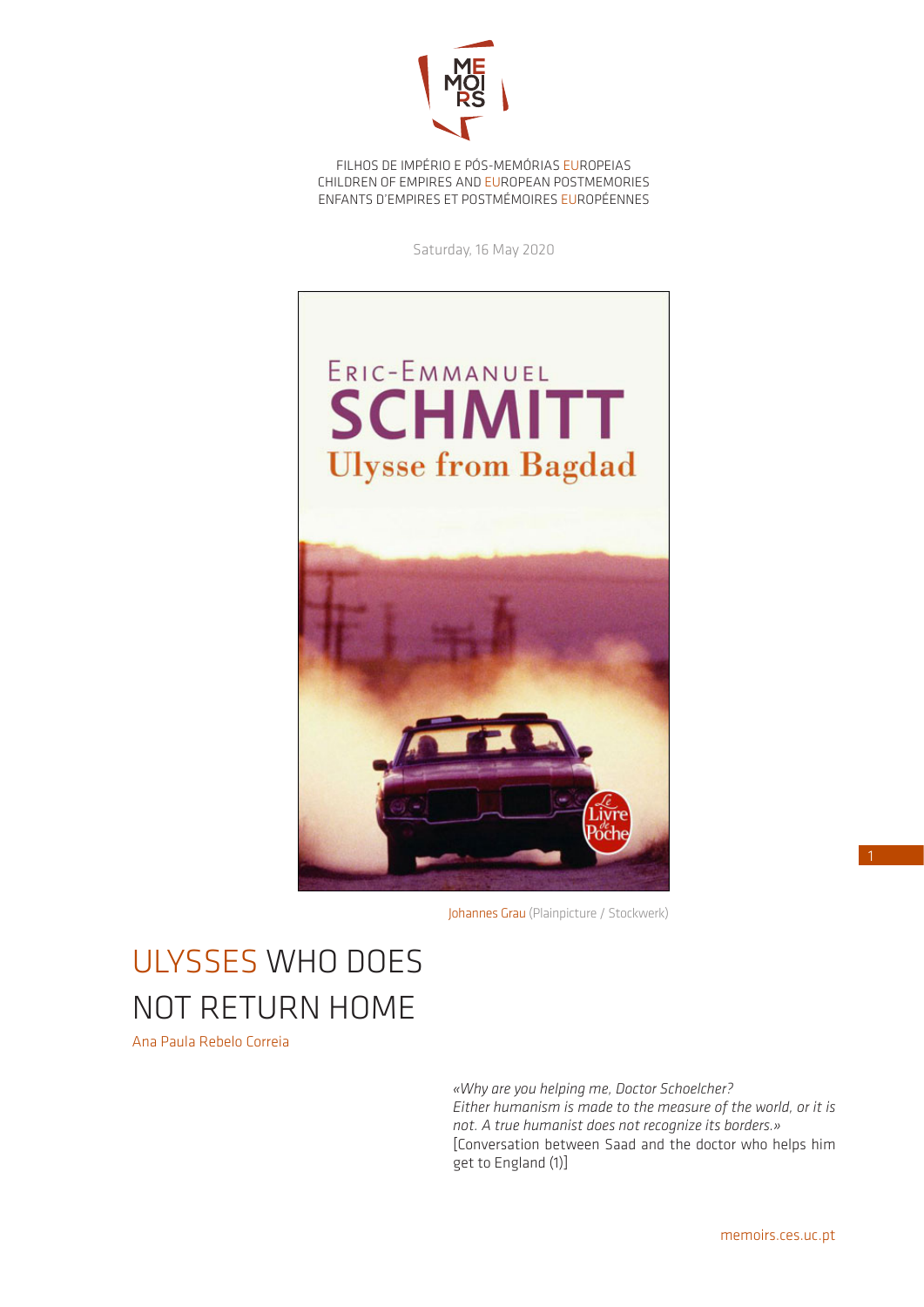FILHOS DE IMPÉRIO E PÓS-MEMÓRIAS EUROPEIAS
CHILDREN OF EMPIRES AND EUROPEAN POSTMEMORIES
ENFANTS D'EMPIRES ET POSTMÉMOIRES EUROPÉENNES

Saturday, 16 May 2020

Johannes Grau (Plainpicture / Stockwerk)

# ULYSSES WHO DOES NOT RETURN HOME

Ana Paula Rebelo Correia

> *«Why are you helping me, Doctor Schoelcher?*
> *Either humanism is made to the measure of the world, or it is not. A true humanist does not recognize its borders.»*
> [Conversation between Saad and the doctor who helps him get to England (1)]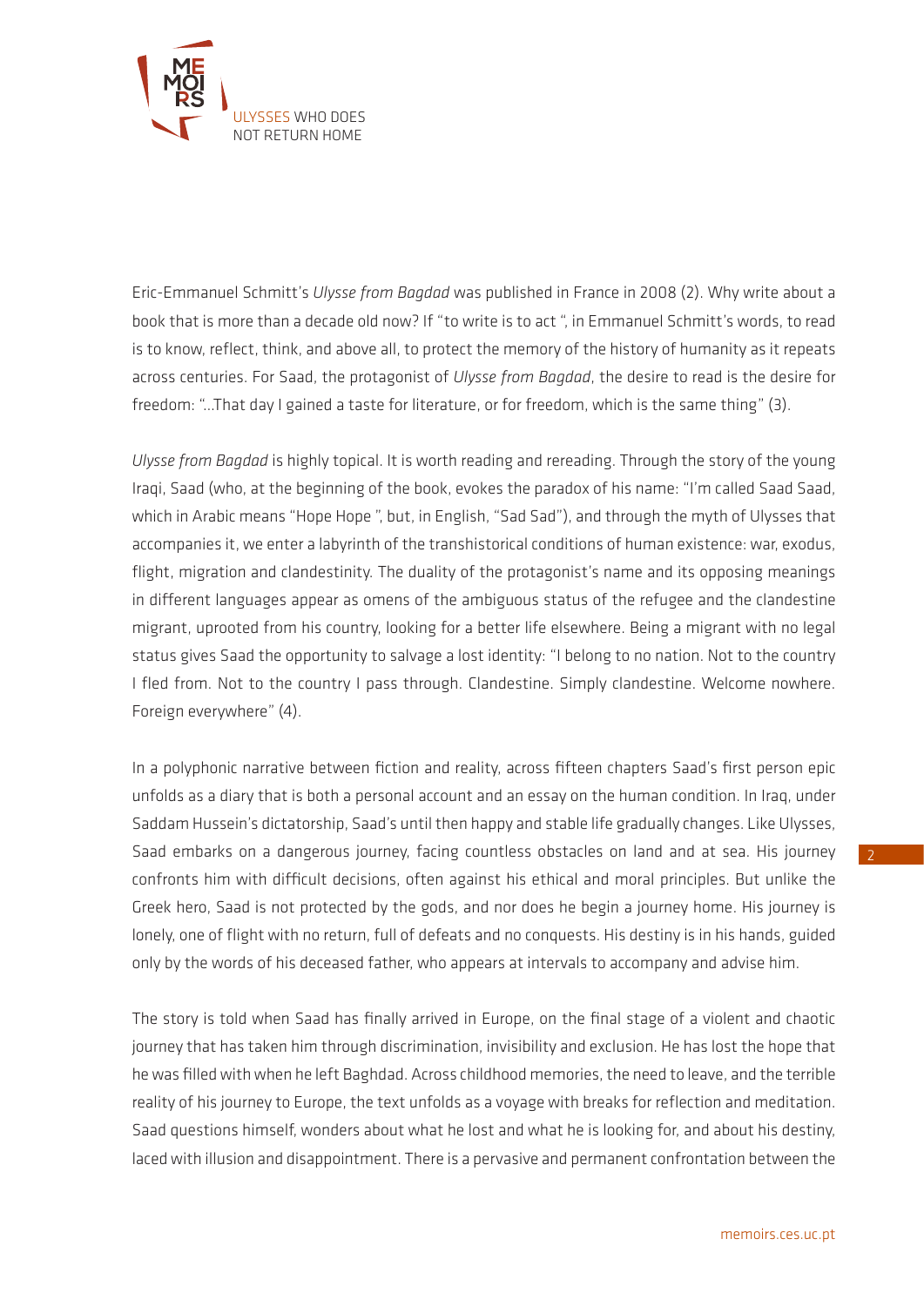Eric-Emmanuel Schmitt's *Ulysse from Bagdad* was published in France in 2008 (2). Why write about a book that is more than a decade old now? If "to write is to act ", in Emmanuel Schmitt's words, to read is to know, reflect, think, and above all, to protect the memory of the history of humanity as it repeats across centuries. For Saad, the protagonist of *Ulysse from Bagdad*, the desire to read is the desire for freedom: "…That day I gained a taste for literature, or for freedom, which is the same thing" (3).

*Ulysse from Bagdad* is highly topical. It is worth reading and rereading. Through the story of the young Iraqi, Saad (who, at the beginning of the book, evokes the paradox of his name: "I'm called Saad Saad, which in Arabic means "Hope Hope ", but, in English, "Sad Sad"), and through the myth of Ulysses that accompanies it, we enter a labyrinth of the transhistorical conditions of human existence: war, exodus, flight, migration and clandestinity. The duality of the protagonist's name and its opposing meanings in different languages appear as omens of the ambiguous status of the refugee and the clandestine migrant, uprooted from his country, looking for a better life elsewhere. Being a migrant with no legal status gives Saad the opportunity to salvage a lost identity: "I belong to no nation. Not to the country I fled from. Not to the country I pass through. Clandestine. Simply clandestine. Welcome nowhere. Foreign everywhere" (4).

In a polyphonic narrative between fiction and reality, across fifteen chapters Saad's first person epic unfolds as a diary that is both a personal account and an essay on the human condition. In Iraq, under Saddam Hussein's dictatorship, Saad's until then happy and stable life gradually changes. Like Ulysses, Saad embarks on a dangerous journey, facing countless obstacles on land and at sea. His journey confronts him with difficult decisions, often against his ethical and moral principles. But unlike the Greek hero, Saad is not protected by the gods, and nor does he begin a journey home. His journey is lonely, one of flight with no return, full of defeats and no conquests. His destiny is in his hands, guided only by the words of his deceased father, who appears at intervals to accompany and advise him.

The story is told when Saad has finally arrived in Europe, on the final stage of a violent and chaotic journey that has taken him through discrimination, invisibility and exclusion. He has lost the hope that he was filled with when he left Baghdad. Across childhood memories, the need to leave, and the terrible reality of his journey to Europe, the text unfolds as a voyage with breaks for reflection and meditation. Saad questions himself, wonders about what he lost and what he is looking for, and about his destiny, laced with illusion and disappointment. There is a pervasive and permanent confrontation between the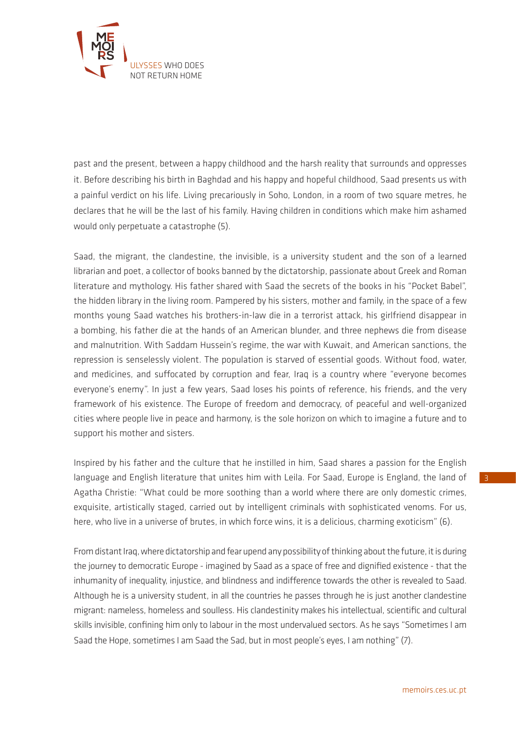past and the present, between a happy childhood and the harsh reality that surrounds and oppresses it. Before describing his birth in Baghdad and his happy and hopeful childhood, Saad presents us with a painful verdict on his life. Living precariously in Soho, London, in a room of two square metres, he declares that he will be the last of his family. Having children in conditions which make him ashamed would only perpetuate a catastrophe (5).

Saad, the migrant, the clandestine, the invisible, is a university student and the son of a learned librarian and poet, a collector of books banned by the dictatorship, passionate about Greek and Roman literature and mythology. His father shared with Saad the secrets of the books in his "Pocket Babel", the hidden library in the living room. Pampered by his sisters, mother and family, in the space of a few months young Saad watches his brothers-in-law die in a terrorist attack, his girlfriend disappear in a bombing, his father die at the hands of an American blunder, and three nephews die from disease and malnutrition. With Saddam Hussein's regime, the war with Kuwait, and American sanctions, the repression is senselessly violent. The population is starved of essential goods. Without food, water, and medicines, and suffocated by corruption and fear, Iraq is a country where "everyone becomes everyone's enemy". In just a few years, Saad loses his points of reference, his friends, and the very framework of his existence. The Europe of freedom and democracy, of peaceful and well-organized cities where people live in peace and harmony, is the sole horizon on which to imagine a future and to support his mother and sisters.

Inspired by his father and the culture that he instilled in him, Saad shares a passion for the English language and English literature that unites him with Leila. For Saad, Europe is England, the land of Agatha Christie: "What could be more soothing than a world where there are only domestic crimes, exquisite, artistically staged, carried out by intelligent criminals with sophisticated venoms. For us, here, who live in a universe of brutes, in which force wins, it is a delicious, charming exoticism" (6).

From distant Iraq, where dictatorship and fear upend any possibility of thinking about the future, it is during the journey to democratic Europe - imagined by Saad as a space of free and dignified existence - that the inhumanity of inequality, injustice, and blindness and indifference towards the other is revealed to Saad. Although he is a university student, in all the countries he passes through he is just another clandestine migrant: nameless, homeless and soulless. His clandestinity makes his intellectual, scientific and cultural skills invisible, confining him only to labour in the most undervalued sectors. As he says "Sometimes I am Saad the Hope, sometimes I am Saad the Sad, but in most people's eyes, I am nothing" (7).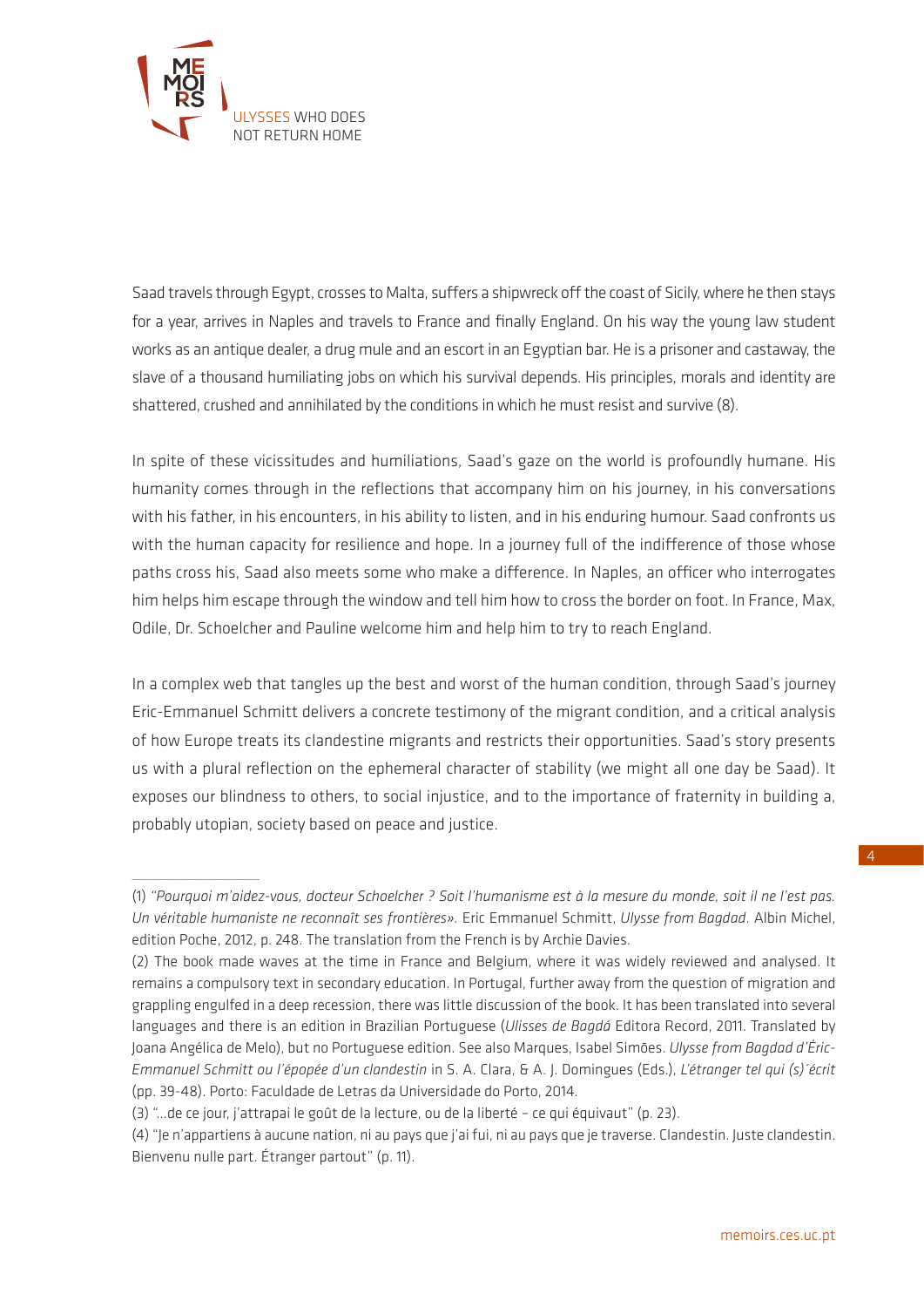Saad travels through Egypt, crosses to Malta, suffers a shipwreck off the coast of Sicily, where he then stays for a year, arrives in Naples and travels to France and finally England. On his way the young law student works as an antique dealer, a drug mule and an escort in an Egyptian bar. He is a prisoner and castaway, the slave of a thousand humiliating jobs on which his survival depends. His principles, morals and identity are shattered, crushed and annihilated by the conditions in which he must resist and survive (8).

In spite of these vicissitudes and humiliations, Saad's gaze on the world is profoundly humane. His humanity comes through in the reflections that accompany him on his journey, in his conversations with his father, in his encounters, in his ability to listen, and in his enduring humour. Saad confronts us with the human capacity for resilience and hope. In a journey full of the indifference of those whose paths cross his, Saad also meets some who make a difference. In Naples, an officer who interrogates him helps him escape through the window and tell him how to cross the border on foot. In France, Max, Odile, Dr. Schoelcher and Pauline welcome him and help him to try to reach England.

In a complex web that tangles up the best and worst of the human condition, through Saad's journey Eric-Emmanuel Schmitt delivers a concrete testimony of the migrant condition, and a critical analysis of how Europe treats its clandestine migrants and restricts their opportunities. Saad's story presents us with a plural reflection on the ephemeral character of stability (we might all one day be Saad). It exposes our blindness to others, to social injustice, and to the importance of fraternity in building a, probably utopian, society based on peace and justice.

---

(1) *"Pourquoi m'aidez-vous, docteur Schoelcher ? Soit l'humanisme est à la mesure du monde, soit il ne l'est pas. Un véritable humaniste ne reconnaît ses frontières».* Eric Emmanuel Schmitt, *Ulysse from Bagdad*. Albin Michel, edition Poche, 2012, p. 248. The translation from the French is by Archie Davies.

(2) The book made waves at the time in France and Belgium, where it was widely reviewed and analysed. It remains a compulsory text in secondary education. In Portugal, further away from the question of migration and grappling engulfed in a deep recession, there was little discussion of the book. It has been translated into several languages and there is an edition in Brazilian Portuguese (*Ulisses de Bagdá* Editora Record, 2011. Translated by Joana Angélica de Melo), but no Portuguese edition. See also Marques, Isabel Simões. *Ulysse from Bagdad d'Éric-Emmanuel Schmitt ou l'épopée d'un clandestin* in S. A. Clara, & A. J. Domingues (Eds.), *L'étranger tel qui (s)´écrit* (pp. 39-48). Porto: Faculdade de Letras da Universidade do Porto, 2014.

(3) "...de ce jour, j'attrapai le goût de la lecture, ou de la liberté – ce qui équivaut" (p. 23).

(4) "Je n'appartiens à aucune nation, ni au pays que j'ai fui, ni au pays que je traverse. Clandestin. Juste clandestin. Bienvenu nulle part. Étranger partout" (p. 11).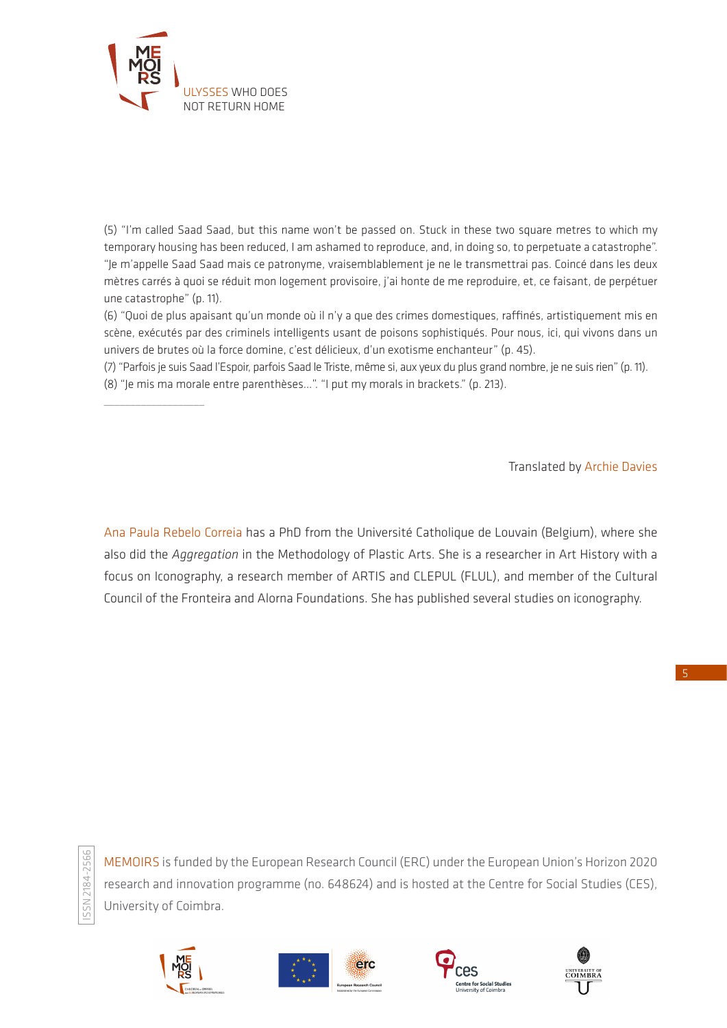(5) "I'm called Saad Saad, but this name won't be passed on. Stuck in these two square metres to which my temporary housing has been reduced, I am ashamed to reproduce, and, in doing so, to perpetuate a catastrophe". "Je m'appelle Saad Saad mais ce patronyme, vraisemblablement je ne le transmettrai pas. Coincé dans les deux mètres carrés à quoi se réduit mon logement provisoire, j'ai honte de me reproduire, et, ce faisant, de perpétuer une catastrophe" (p. 11).

(6) "Quoi de plus apaisant qu'un monde où il n'y a que des crimes domestiques, raffinés, artistiquement mis en scène, exécutés par des criminels intelligents usant de poisons sophistiqués. Pour nous, ici, qui vivons dans un univers de brutes où la force domine, c'est délicieux, d'un exotisme enchanteur" (p. 45).

(7) "Parfois je suis Saad l'Espoir, parfois Saad le Triste, même si, aux yeux du plus grand nombre, je ne suis rien" (p. 11).

(8) "Je mis ma morale entre parenthèses...". "I put my morals in brackets." (p. 213).

---

Translated by Archie Davies

Ana Paula Rebelo Correia has a PhD from the Université Catholique de Louvain (Belgium), where she also did the *Aggregation* in the Methodology of Plastic Arts. She is a researcher in Art History with a focus on Iconography, a research member of ARTIS and CLEPUL (FLUL), and member of the Cultural Council of the Fronteira and Alorna Foundations. She has published several studies on iconography.

MEMOIRS is funded by the European Research Council (ERC) under the European Union's Horizon 2020 research and innovation programme (no. 648624) and is hosted at the Centre for Social Studies (CES), University of Coimbra.